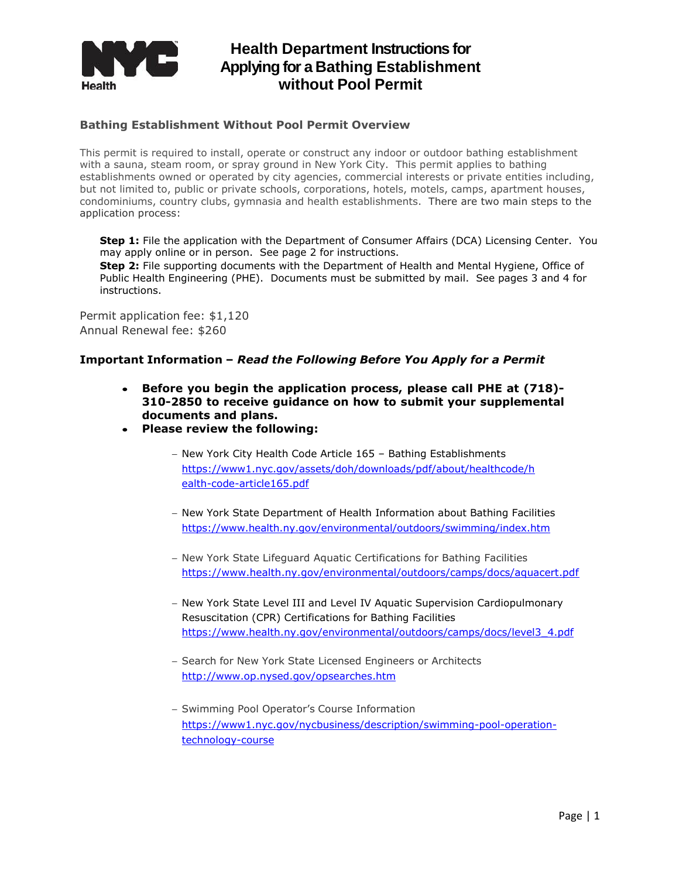# Health Department Instructions for Applying for a Bathing Establishment without Pool Permit

## Bathing Establishment Without Pool Permit Overview

This permit is required to install, operate or construct any indoor or outdoor bathing establishment with a sauna, steam room, or spray ground in New York City. This permit applies to bathing establishments owned or operated by city agencies, commercial interests or private entities including, but not limited to, public or private schools, corporations, hotels, motels, camps, apartment houses, condominiums, country clubs, gymnasia and health establishments. There are two main steps to the application process:

**Step 1:** File the application with the Department of Consumer Affairs (DCA) Licensing Center. You may apply online or in person. See page 2 for instructions.
**Step 2:** File supporting documents with the Department of Health and Mental Hygiene, Office of Public Health Engineering (PHE). Documents must be submitted by mail. See pages 3 and 4 for instructions.

Permit application fee: $1,120
Annual Renewal fee: $260

### Important Information – *Read the Following Before You Apply for a Permit*

- **Before you begin the application process, please call PHE at (718)-310-2850 to receive guidance on how to submit your supplemental documents and plans.**
- **Please review the following:**
  - New York City Health Code Article 165 – Bathing Establishments
    https://www1.nyc.gov/assets/doh/downloads/pdf/about/healthcode/health-code-article165.pdf
  - New York State Department of Health Information about Bathing Facilities
    https://www.health.ny.gov/environmental/outdoors/swimming/index.htm
  - New York State Lifeguard Aquatic Certifications for Bathing Facilities
    https://www.health.ny.gov/environmental/outdoors/camps/docs/aquacert.pdf
  - New York State Level III and Level IV Aquatic Supervision Cardiopulmonary Resuscitation (CPR) Certifications for Bathing Facilities
    https://www.health.ny.gov/environmental/outdoors/camps/docs/level3_4.pdf
  - Search for New York State Licensed Engineers or Architects
    http://www.op.nysed.gov/opsearches.htm
  - Swimming Pool Operator's Course Information
    https://www1.nyc.gov/nycbusiness/description/swimming-pool-operation-technology-course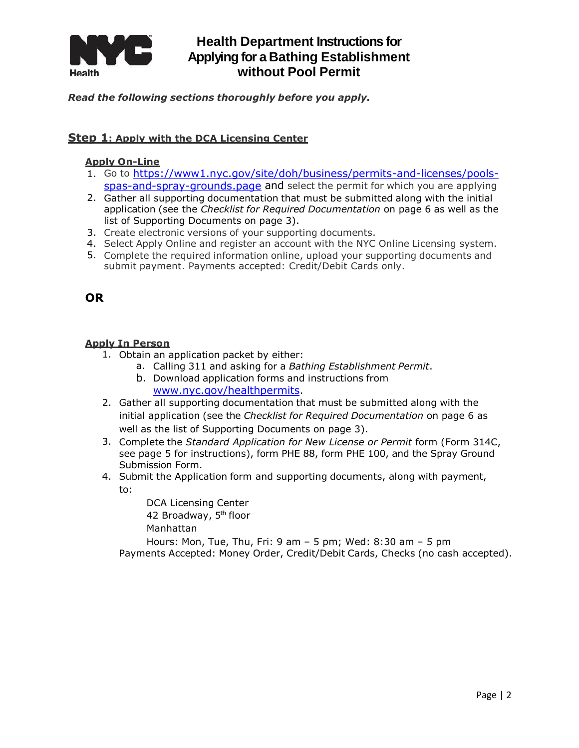# Health Department Instructions for Applying for a Bathing Establishment without Pool Permit

***Read the following sections thoroughly before you apply.***

## Step 1: Apply with the DCA Licensing Center

### Apply On-Line

1. Go to https://www1.nyc.gov/site/doh/business/permits-and-licenses/pools-spas-and-spray-grounds.page and select the permit for which you are applying
2. Gather all supporting documentation that must be submitted along with the initial application (see the *Checklist for Required Documentation* on page 6 as well as the list of Supporting Documents on page 3).
3. Create electronic versions of your supporting documents.
4. Select Apply Online and register an account with the NYC Online Licensing system.
5. Complete the required information online, upload your supporting documents and submit payment. Payments accepted: Credit/Debit Cards only.

**OR**

### Apply In Person

1. Obtain an application packet by either:
   a. Calling 311 and asking for a *Bathing Establishment Permit*.
   b. Download application forms and instructions from www.nyc.gov/healthpermits.
2. Gather all supporting documentation that must be submitted along with the initial application (see the *Checklist for Required Documentation* on page 6 as well as the list of Supporting Documents on page 3).
3. Complete the *Standard Application for New License or Permit* form (Form 314C, see page 5 for instructions), form PHE 88, form PHE 100, and the Spray Ground Submission Form.
4. Submit the Application form and supporting documents, along with payment, to:

   DCA Licensing Center
   42 Broadway, 5th floor
   Manhattan
   Hours: Mon, Tue, Thu, Fri: 9 am – 5 pm; Wed: 8:30 am – 5 pm

   Payments Accepted: Money Order, Credit/Debit Cards, Checks (no cash accepted).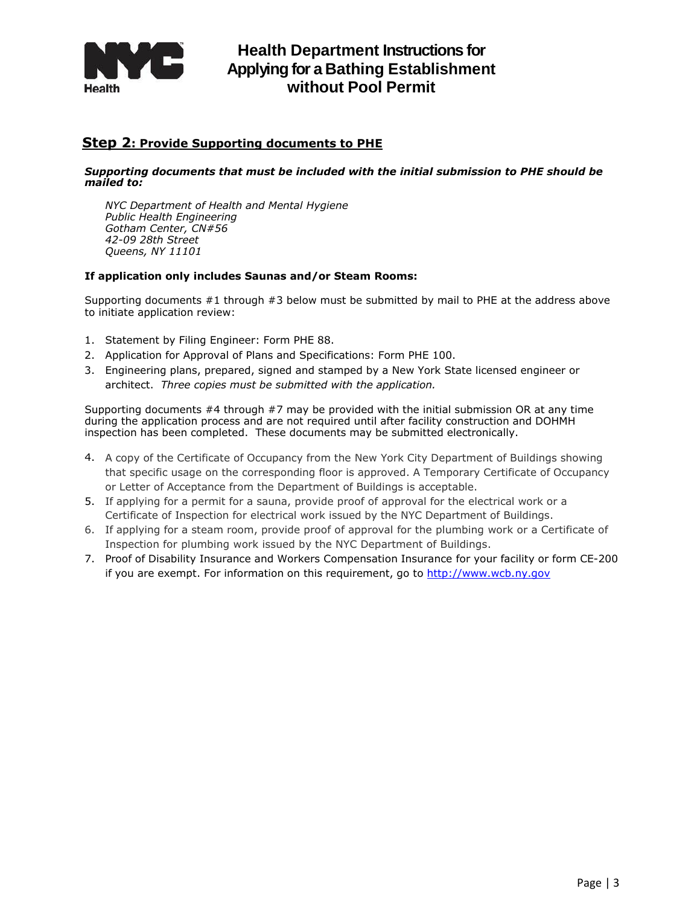# Health Department Instructions for Applying for a Bathing Establishment without Pool Permit

## Step 2: Provide Supporting documents to PHE

***Supporting documents that must be included with the initial submission to PHE should be mailed to:***

*NYC Department of Health and Mental Hygiene*
*Public Health Engineering*
*Gotham Center, CN#56*
*42-09 28th Street*
*Queens, NY 11101*

**If application only includes Saunas and/or Steam Rooms:**

Supporting documents #1 through #3 below must be submitted by mail to PHE at the address above to initiate application review:

1. Statement by Filing Engineer: Form PHE 88.
2. Application for Approval of Plans and Specifications: Form PHE 100.
3. Engineering plans, prepared, signed and stamped by a New York State licensed engineer or architect. *Three copies must be submitted with the application.*

Supporting documents #4 through #7 may be provided with the initial submission OR at any time during the application process and are not required until after facility construction and DOHMH inspection has been completed. These documents may be submitted electronically.

4. A copy of the Certificate of Occupancy from the New York City Department of Buildings showing that specific usage on the corresponding floor is approved. A Temporary Certificate of Occupancy or Letter of Acceptance from the Department of Buildings is acceptable.
5. If applying for a permit for a sauna, provide proof of approval for the electrical work or a Certificate of Inspection for electrical work issued by the NYC Department of Buildings.
6. If applying for a steam room, provide proof of approval for the plumbing work or a Certificate of Inspection for plumbing work issued by the NYC Department of Buildings.
7. Proof of Disability Insurance and Workers Compensation Insurance for your facility or form CE-200 if you are exempt. For information on this requirement, go to http://www.wcb.ny.gov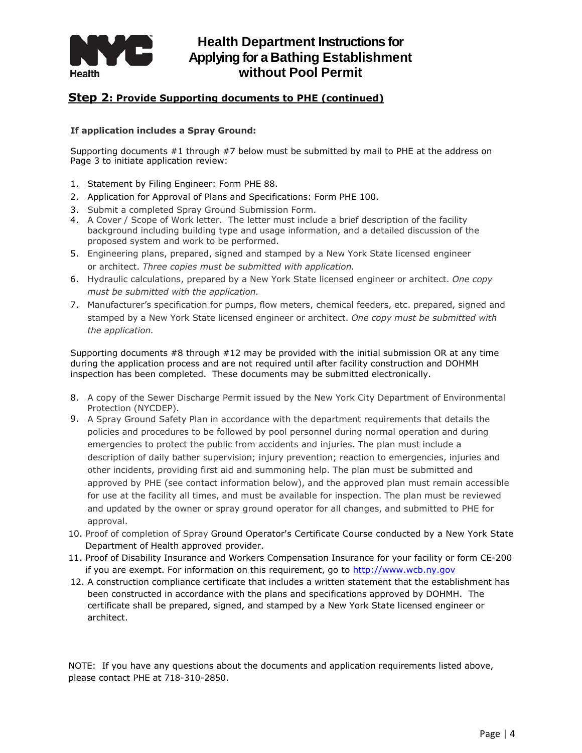# Health Department Instructions for Applying for a Bathing Establishment without Pool Permit

## Step 2: Provide Supporting documents to PHE (continued)

**If application includes a Spray Ground:**

Supporting documents #1 through #7 below must be submitted by mail to PHE at the address on Page 3 to initiate application review:

1. Statement by Filing Engineer: Form PHE 88.
2. Application for Approval of Plans and Specifications: Form PHE 100.
3. Submit a completed Spray Ground Submission Form.
4. A Cover / Scope of Work letter. The letter must include a brief description of the facility background including building type and usage information, and a detailed discussion of the proposed system and work to be performed.
5. Engineering plans, prepared, signed and stamped by a New York State licensed engineer or architect. *Three copies must be submitted with application.*
6. Hydraulic calculations, prepared by a New York State licensed engineer or architect. *One copy must be submitted with the application.*
7. Manufacturer's specification for pumps, flow meters, chemical feeders, etc. prepared, signed and stamped by a New York State licensed engineer or architect. *One copy must be submitted with the application.*

Supporting documents #8 through #12 may be provided with the initial submission OR at any time during the application process and are not required until after facility construction and DOHMH inspection has been completed. These documents may be submitted electronically.

8. A copy of the Sewer Discharge Permit issued by the New York City Department of Environmental Protection (NYCDEP).
9. A Spray Ground Safety Plan in accordance with the department requirements that details the policies and procedures to be followed by pool personnel during normal operation and during emergencies to protect the public from accidents and injuries. The plan must include a description of daily bather supervision; injury prevention; reaction to emergencies, injuries and other incidents, providing first aid and summoning help. The plan must be submitted and approved by PHE (see contact information below), and the approved plan must remain accessible for use at the facility all times, and must be available for inspection. The plan must be reviewed and updated by the owner or spray ground operator for all changes, and submitted to PHE for approval.
10. Proof of completion of Spray Ground Operator's Certificate Course conducted by a New York State Department of Health approved provider.
11. Proof of Disability Insurance and Workers Compensation Insurance for your facility or form CE-200 if you are exempt. For information on this requirement, go to http://www.wcb.ny.gov
12. A construction compliance certificate that includes a written statement that the establishment has been constructed in accordance with the plans and specifications approved by DOHMH. The certificate shall be prepared, signed, and stamped by a New York State licensed engineer or architect.

NOTE: If you have any questions about the documents and application requirements listed above, please contact PHE at 718-310-2850.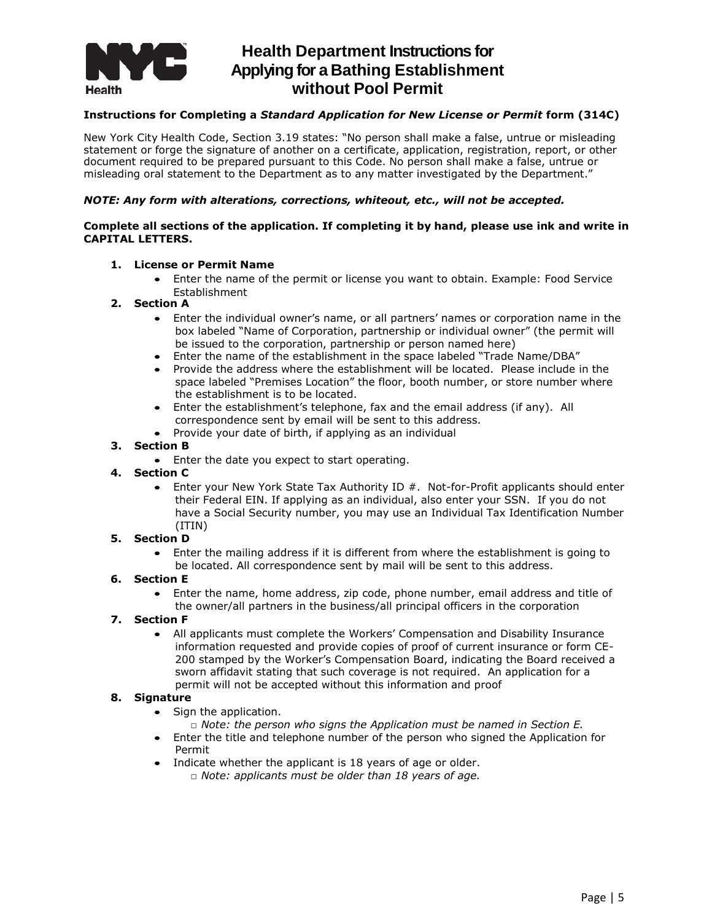# Health Department Instructions for Applying for a Bathing Establishment without Pool Permit

**Instructions for Completing a *Standard Application for New License or Permit* form (314C)**

New York City Health Code, Section 3.19 states: "No person shall make a false, untrue or misleading statement or forge the signature of another on a certificate, application, registration, report, or other document required to be prepared pursuant to this Code. No person shall make a false, untrue or misleading oral statement to the Department as to any matter investigated by the Department."

***NOTE: Any form with alterations, corrections, whiteout, etc., will not be accepted.***

**Complete all sections of the application. If completing it by hand, please use ink and write in CAPITAL LETTERS.**

1. **License or Permit Name**
   - Enter the name of the permit or license you want to obtain. Example: Food Service Establishment
2. **Section A**
   - Enter the individual owner's name, or all partners' names or corporation name in the box labeled "Name of Corporation, partnership or individual owner" (the permit will be issued to the corporation, partnership or person named here)
   - Enter the name of the establishment in the space labeled "Trade Name/DBA"
   - Provide the address where the establishment will be located. Please include in the space labeled "Premises Location" the floor, booth number, or store number where the establishment is to be located.
   - Enter the establishment's telephone, fax and the email address (if any). All correspondence sent by email will be sent to this address.
   - Provide your date of birth, if applying as an individual
3. **Section B**
   - Enter the date you expect to start operating.
4. **Section C**
   - Enter your New York State Tax Authority ID #. Not-for-Profit applicants should enter their Federal EIN. If applying as an individual, also enter your SSN. If you do not have a Social Security number, you may use an Individual Tax Identification Number (ITIN)
5. **Section D**
   - Enter the mailing address if it is different from where the establishment is going to be located. All correspondence sent by mail will be sent to this address.
6. **Section E**
   - Enter the name, home address, zip code, phone number, email address and title of the owner/all partners in the business/all principal officers in the corporation
7. **Section F**
   - All applicants must complete the Workers' Compensation and Disability Insurance information requested and provide copies of proof of current insurance or form CE-200 stamped by the Worker's Compensation Board, indicating the Board received a sworn affidavit stating that such coverage is not required. An application for a permit will not be accepted without this information and proof
8. **Signature**
   - Sign the application.
     - *Note: the person who signs the Application must be named in Section E.*
   - Enter the title and telephone number of the person who signed the Application for Permit
   - Indicate whether the applicant is 18 years of age or older.
     - *Note: applicants must be older than 18 years of age.*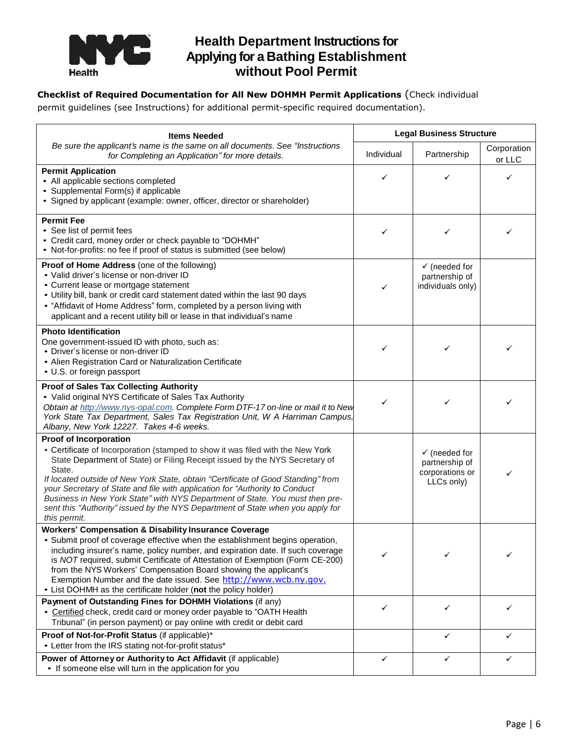# Health Department Instructions for Applying for a Bathing Establishment without Pool Permit

**Checklist of Required Documentation for All New DOHMH Permit Applications** (Check individual permit guidelines (see Instructions) for additional permit-specific required documentation).

| **Items Needed**<br>*Be sure the applicant's name is the same on all documents. See "Instructions for Completing an Application" for more details.* | **Legal Business Structure** | | |
|---|---|---|---|
| | Individual | Partnership | Corporation or LLC |
| **Permit Application**<br>• All applicable sections completed<br>• Supplemental Form(s) if applicable<br>• Signed by applicant (example: owner, officer, director or shareholder) | ✓ | ✓ | ✓ |
| **Permit Fee**<br>• See list of permit fees<br>• Credit card, money order or check payable to "DOHMH"<br>• Not-for-profits: no fee if proof of status is submitted (see below) | ✓ | ✓ | ✓ |
| **Proof of Home Address** (one of the following)<br>• Valid driver's license or non-driver ID<br>• Current lease or mortgage statement<br>• Utility bill, bank or credit card statement dated within the last 90 days<br>• "Affidavit of Home Address" form, completed by a person living with applicant and a recent utility bill or lease in that individual's name | ✓ | ✓ (needed for partnership of individuals only) | |
| **Photo Identification**<br>One government-issued ID with photo, such as:<br>• Driver's license or non-driver ID<br>• Alien Registration Card or Naturalization Certificate<br>• U.S. or foreign passport | ✓ | ✓ | ✓ |
| **Proof of Sales Tax Collecting Authority**<br>• Valid original NYS Certificate of Sales Tax Authority<br>*Obtain at http://www.nys-opal.com. Complete Form DTF-17 on-line or mail it to New York State Tax Department, Sales Tax Registration Unit, W A Harriman Campus, Albany, New York 12227. Takes 4-6 weeks.* | ✓ | ✓ | ✓ |
| **Proof of Incorporation**<br>• Certificate of Incorporation (stamped to show it was filed with the New York State Department of State) or Filing Receipt issued by the NYS Secretary of State.<br>*If located outside of New York State, obtain "Certificate of Good Standing" from your Secretary of State and file with application for "Authority to Conduct Business in New York State" with NYS Department of State. You must then present this "Authority" issued by the NYS Department of State when you apply for this permit.* | | ✓ (needed for partnership of corporations or LLCs only) | ✓ |
| **Workers' Compensation & Disability Insurance Coverage**<br>• Submit proof of coverage effective when the establishment begins operation, including insurer's name, policy number, and expiration date. If such coverage is *NOT* required, submit Certificate of Attestation of Exemption (Form CE-200) from the NYS Workers' Compensation Board showing the applicant's Exemption Number and the date issued. See http://www.wcb.ny.gov.<br>• List DOHMH as the certificate holder (**not** the policy holder) | ✓ | ✓ | ✓ |
| **Payment of Outstanding Fines for DOHMH Violations** (if any)<br>• Certified check, credit card or money order payable to "OATH Health Tribunal" (in person payment) or pay online with credit or debit card | ✓ | ✓ | ✓ |
| **Proof of Not-for-Profit Status** (if applicable)*<br>• Letter from the IRS stating not-for-profit status* | | ✓ | ✓ |
| **Power of Attorney or Authority to Act Affidavit** (if applicable)<br>• If someone else will turn in the application for you | ✓ | ✓ | ✓ |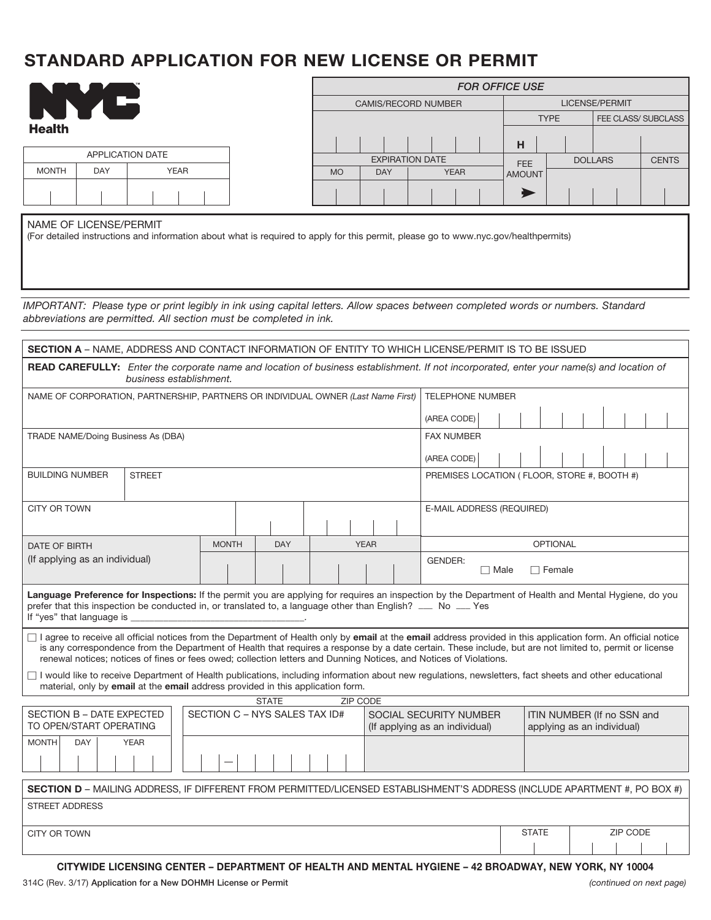# STANDARD APPLICATION FOR NEW LICENSE OR PERMIT

NYC Health

| APPLICATION DATE | | |
|---|---|---|
| MONTH | DAY | YEAR |
| | | |

| *FOR OFFICE USE* | | | | | |
|---|---|---|---|---|---|
| CAMIS/RECORD NUMBER | | | LICENSE/PERMIT | | |
| | | | TYPE | | FEE CLASS/ SUBCLASS |
| | | | H | | |
| EXPIRATION DATE | | | FEE AMOUNT | DOLLARS | CENTS |
| MO | DAY | YEAR | | | |
| | | | ➤ | | |

NAME OF LICENSE/PERMIT
(For detailed instructions and information about what is required to apply for this permit, please go to www.nyc.gov/healthpermits)

*IMPORTANT: Please type or print legibly in ink using capital letters. Allow spaces between completed words or numbers. Standard abbreviations are permitted. All section must be completed in ink.*

**SECTION A** – NAME, ADDRESS AND CONTACT INFORMATION OF ENTITY TO WHICH LICENSE/PERMIT IS TO BE ISSUED

**READ CAREFULLY:** *Enter the corporate name and location of business establishment. If not incorporated, enter your name(s) and location of business establishment.*

| | |
|---|---|
| NAME OF CORPORATION, PARTNERSHIP, PARTNERS OR INDIVIDUAL OWNER *(Last Name First)* | TELEPHONE NUMBER (AREA CODE) |
| TRADE NAME/Doing Business As (DBA) | FAX NUMBER (AREA CODE) |
| BUILDING NUMBER / STREET | PREMISES LOCATION ( FLOOR, STORE #, BOOTH #) |
| CITY OR TOWN / STATE / ZIP CODE | E-MAIL ADDRESS (REQUIRED) |
| DATE OF BIRTH (If applying as an individual) MONTH / DAY / YEAR | OPTIONAL GENDER: ☐ Male ☐ Female |

**Language Preference for Inspections:** If the permit you are applying for requires an inspection by the Department of Health and Mental Hygiene, do you prefer that this inspection be conducted in, or translated to, a language other than English? ___ No ___ Yes
If "yes" that language is ________________________________.

☐ I agree to receive all official notices from the Department of Health only by **email** at the **email** address provided in this application form. An official notice is any correspondence from the Department of Health that requires a response by a date certain. These include, but are not limited to, permit or license renewal notices; notices of fines or fees owed; collection letters and Dunning Notices, and Notices of Violations.

☐ I would like to receive Department of Health publications, including information about new regulations, newsletters, fact sheets and other educational material, only by **email** at the **email** address provided in this application form.

| SECTION B – DATE EXPECTED TO OPEN/START OPERATING | SECTION C – NYS SALES TAX ID# | SOCIAL SECURITY NUMBER (If applying as an individual) | ITIN NUMBER (If no SSN and applying as an individual) |
|---|---|---|---|
| MONTH / DAY / YEAR | — | | |

**SECTION D** – MAILING ADDRESS, IF DIFFERENT FROM PERMITTED/LICENSED ESTABLISHMENT'S ADDRESS (INCLUDE APARTMENT #, PO BOX #)

| | | |
|---|---|---|
| STREET ADDRESS | | |
| CITY OR TOWN | STATE | ZIP CODE |

**CITYWIDE LICENSING CENTER – DEPARTMENT OF HEALTH AND MENTAL HYGIENE – 42 BROADWAY, NEW YORK, NY 10004**

314C (Rev. 3/17) Application for a New DOHMH License or Permit

*(continued on next page)*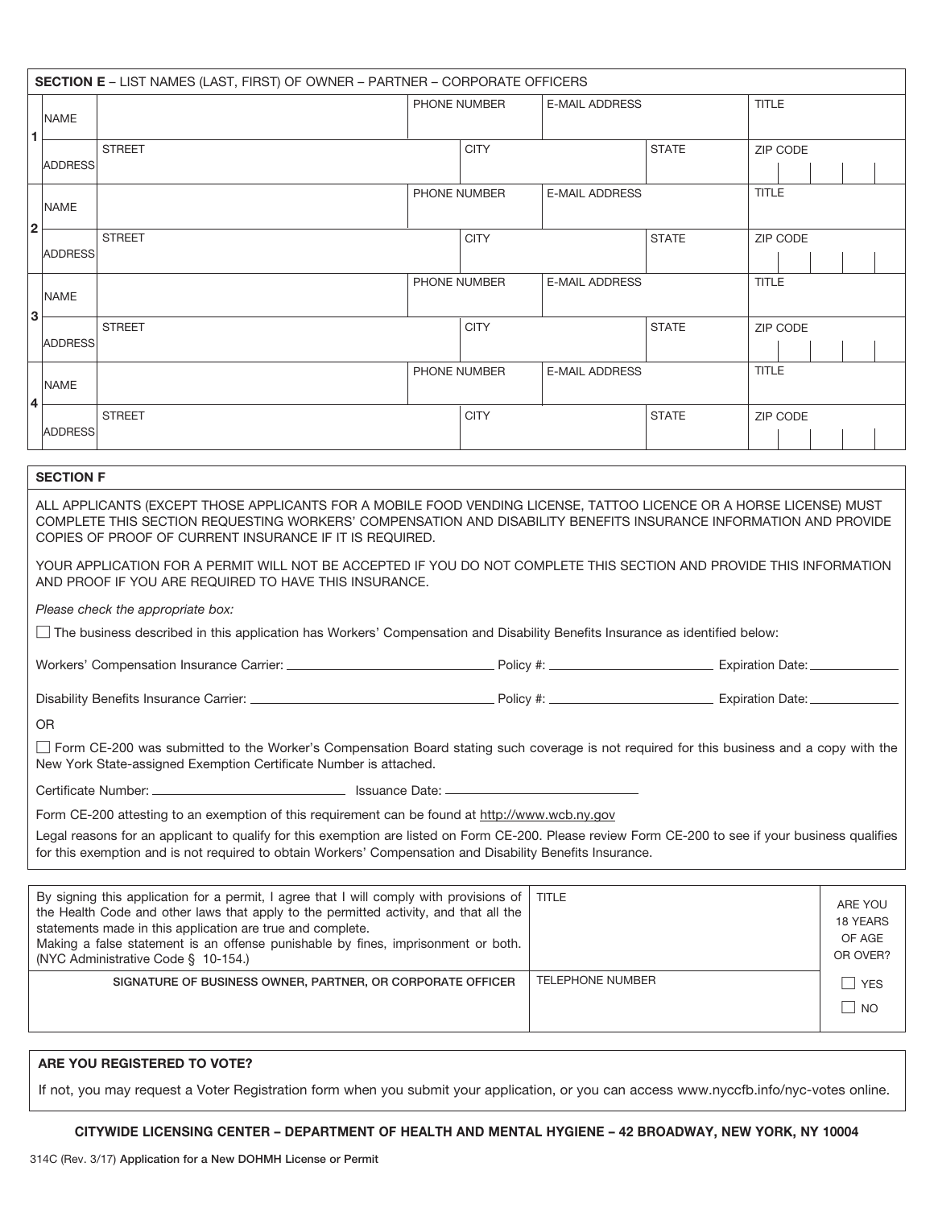| SECTION E – LIST NAMES (LAST, FIRST) OF OWNER – PARTNER – CORPORATE OFFICERS | | | | | | | |
|---|---|---|---|---|---|---|---|
| 1 | NAME | | PHONE NUMBER | | E-MAIL ADDRESS | | TITLE |
| | ADDRESS | STREET | | CITY | | STATE | ZIP CODE |
| 2 | NAME | | PHONE NUMBER | | E-MAIL ADDRESS | | TITLE |
| | ADDRESS | STREET | | CITY | | STATE | ZIP CODE |
| 3 | NAME | | PHONE NUMBER | | E-MAIL ADDRESS | | TITLE |
| | ADDRESS | STREET | | CITY | | STATE | ZIP CODE |
| 4 | NAME | | PHONE NUMBER | | E-MAIL ADDRESS | | TITLE |
| | ADDRESS | STREET | | CITY | | STATE | ZIP CODE |

## SECTION F

ALL APPLICANTS (EXCEPT THOSE APPLICANTS FOR A MOBILE FOOD VENDING LICENSE, TATTOO LICENCE OR A HORSE LICENSE) MUST COMPLETE THIS SECTION REQUESTING WORKERS' COMPENSATION AND DISABILITY BENEFITS INSURANCE INFORMATION AND PROVIDE COPIES OF PROOF OF CURRENT INSURANCE IF IT IS REQUIRED.

YOUR APPLICATION FOR A PERMIT WILL NOT BE ACCEPTED IF YOU DO NOT COMPLETE THIS SECTION AND PROVIDE THIS INFORMATION AND PROOF IF YOU ARE REQUIRED TO HAVE THIS INSURANCE.

*Please check the appropriate box:*

☐ The business described in this application has Workers' Compensation and Disability Benefits Insurance as identified below:

Workers' Compensation Insurance Carrier: ____________________ Policy #: ____________________ Expiration Date: __________

Disability Benefits Insurance Carrier: ____________________ Policy #: ____________________ Expiration Date: __________

OR

☐ Form CE-200 was submitted to the Worker's Compensation Board stating such coverage is not required for this business and a copy with the New York State-assigned Exemption Certificate Number is attached.

Certificate Number: ____________________ Issuance Date: ____________________

Form CE-200 attesting to an exemption of this requirement can be found at http://www.wcb.ny.gov

Legal reasons for an applicant to qualify for this exemption are listed on Form CE-200. Please review Form CE-200 to see if your business qualifies for this exemption and is not required to obtain Workers' Compensation and Disability Benefits Insurance.

| | | |
|---|---|---|
| By signing this application for a permit, I agree that I will comply with provisions of the Health Code and other laws that apply to the permitted activity, and that all the statements made in this application are true and complete. Making a false statement is an offense punishable by fines, imprisonment or both. (NYC Administrative Code § 10-154.) | TITLE | ARE YOU 18 YEARS OF AGE OR OVER? |
| SIGNATURE OF BUSINESS OWNER, PARTNER, OR CORPORATE OFFICER | TELEPHONE NUMBER | ☐ YES ☐ NO |

**ARE YOU REGISTERED TO VOTE?**

If not, you may request a Voter Registration form when you submit your application, or you can access www.nyccfb.info/nyc-votes online.

**CITYWIDE LICENSING CENTER – DEPARTMENT OF HEALTH AND MENTAL HYGIENE – 42 BROADWAY, NEW YORK, NY 10004**

314C (Rev. 3/17) Application for a New DOHMH License or Permit